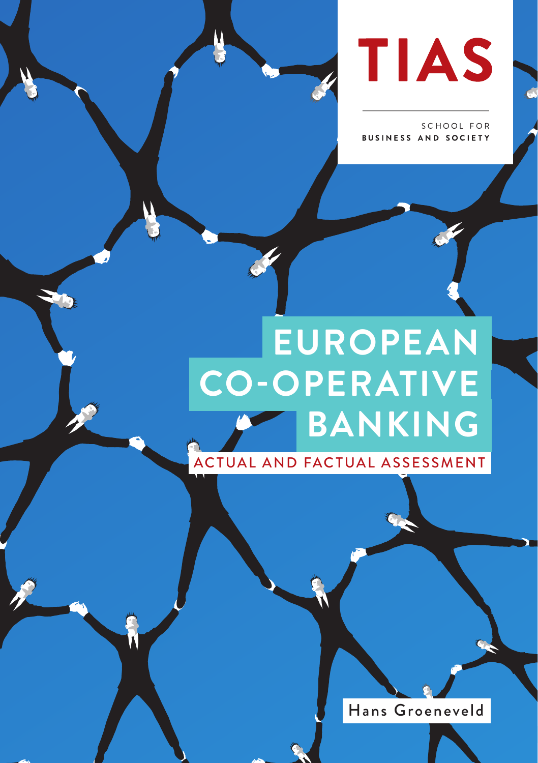TIAS

SCHOOL FOR
BUSINESS AND SOCIETY

# EUROPEAN CO-OPERATIVE BANKING

## ACTUAL AND FACTUAL ASSESSMENT

Hans Groeneveld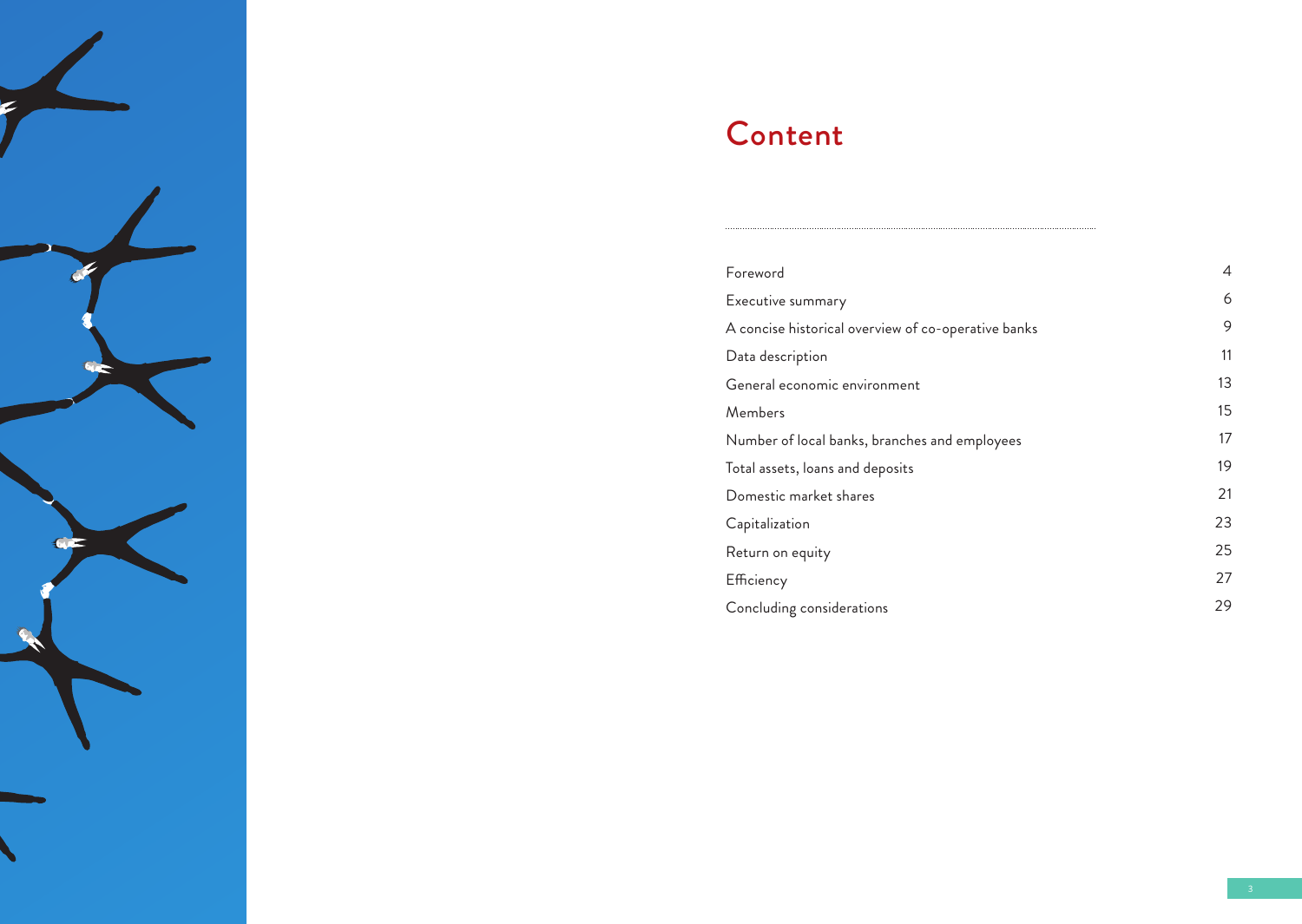# Content

| | |
|---|---|
| Foreword | 4 |
| Executive summary | 6 |
| A concise historical overview of co-operative banks | 9 |
| Data description | 11 |
| General economic environment | 13 |
| Members | 15 |
| Number of local banks, branches and employees | 17 |
| Total assets, loans and deposits | 19 |
| Domestic market shares | 21 |
| Capitalization | 23 |
| Return on equity | 25 |
| Efficiency | 27 |
| Concluding considerations | 29 |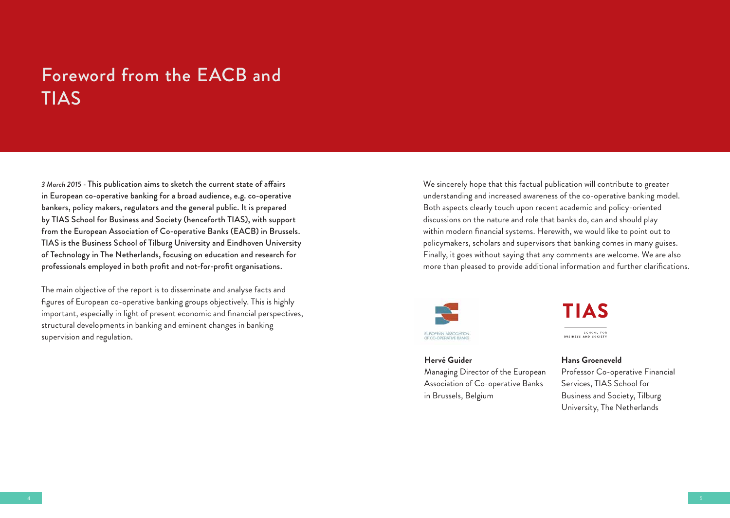# Foreword from the EACB and TIAS

*3 March 2015* - **This publication aims to sketch the current state of affairs in European co-operative banking for a broad audience, e.g. co-operative bankers, policy makers, regulators and the general public. It is prepared by TIAS School for Business and Society (henceforth TIAS), with support from the European Association of Co-operative Banks (EACB) in Brussels. TIAS is the Business School of Tilburg University and Eindhoven University of Technology in The Netherlands, focusing on education and research for professionals employed in both profit and not-for-profit organisations.**

The main objective of the report is to disseminate and analyse facts and figures of European co-operative banking groups objectively. This is highly important, especially in light of present economic and financial perspectives, structural developments in banking and eminent changes in banking supervision and regulation.

We sincerely hope that this factual publication will contribute to greater understanding and increased awareness of the co-operative banking model. Both aspects clearly touch upon recent academic and policy-oriented discussions on the nature and role that banks do, can and should play within modern financial systems. Herewith, we would like to point out to policymakers, scholars and supervisors that banking comes in many guises. Finally, it goes without saying that any comments are welcome. We are also more than pleased to provide additional information and further clarifications.

**Hervé Guider**
Managing Director of the European Association of Co-operative Banks in Brussels, Belgium

**Hans Groeneveld**
Professor Co-operative Financial Services, TIAS School for Business and Society, Tilburg University, The Netherlands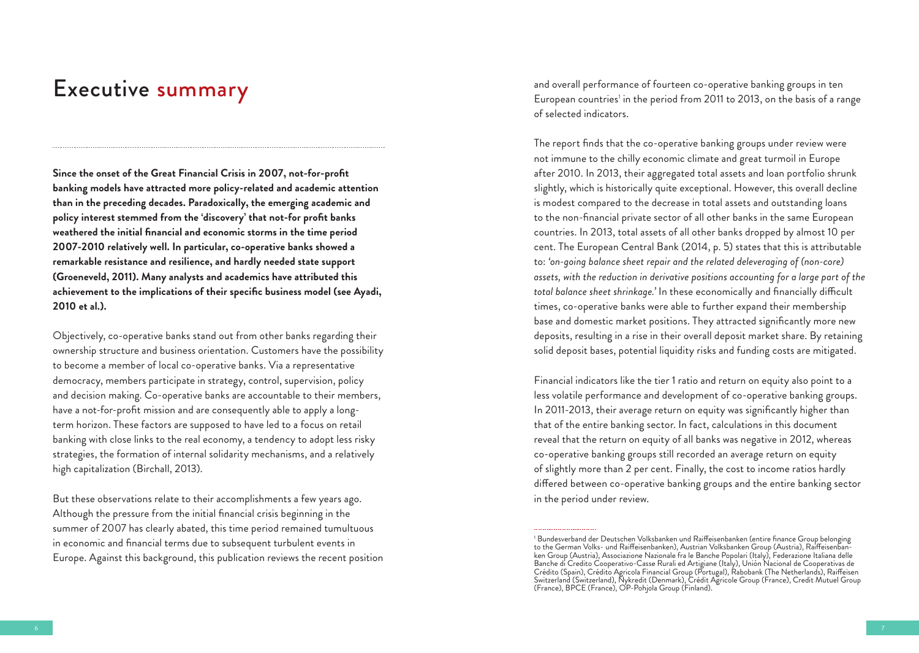# Executive summary

**Since the onset of the Great Financial Crisis in 2007, not-for-profit banking models have attracted more policy-related and academic attention than in the preceding decades. Paradoxically, the emerging academic and policy interest stemmed from the 'discovery' that not-for profit banks weathered the initial financial and economic storms in the time period 2007-2010 relatively well. In particular, co-operative banks showed a remarkable resistance and resilience, and hardly needed state support (Groeneveld, 2011). Many analysts and academics have attributed this achievement to the implications of their specific business model (see Ayadi, 2010 et al.).**

Objectively, co-operative banks stand out from other banks regarding their ownership structure and business orientation. Customers have the possibility to become a member of local co-operative banks. Via a representative democracy, members participate in strategy, control, supervision, policy and decision making. Co-operative banks are accountable to their members, have a not-for-profit mission and are consequently able to apply a long-term horizon. These factors are supposed to have led to a focus on retail banking with close links to the real economy, a tendency to adopt less risky strategies, the formation of internal solidarity mechanisms, and a relatively high capitalization (Birchall, 2013).

But these observations relate to their accomplishments a few years ago. Although the pressure from the initial financial crisis beginning in the summer of 2007 has clearly abated, this time period remained tumultuous in economic and financial terms due to subsequent turbulent events in Europe. Against this background, this publication reviews the recent position and overall performance of fourteen co-operative banking groups in ten European countries[1] in the period from 2011 to 2013, on the basis of a range of selected indicators.

The report finds that the co-operative banking groups under review were not immune to the chilly economic climate and great turmoil in Europe after 2010. In 2013, their aggregated total assets and loan portfolio shrunk slightly, which is historically quite exceptional. However, this overall decline is modest compared to the decrease in total assets and outstanding loans to the non-financial private sector of all other banks in the same European countries. In 2013, total assets of all other banks dropped by almost 10 per cent. The European Central Bank (2014, p. 5) states that this is attributable to: *'on-going balance sheet repair and the related deleveraging of (non-core) assets, with the reduction in derivative positions accounting for a large part of the total balance sheet shrinkage.'* In these economically and financially difficult times, co-operative banks were able to further expand their membership base and domestic market positions. They attracted significantly more new deposits, resulting in a rise in their overall deposit market share. By retaining solid deposit bases, potential liquidity risks and funding costs are mitigated.

Financial indicators like the tier 1 ratio and return on equity also point to a less volatile performance and development of co-operative banking groups. In 2011-2013, their average return on equity was significantly higher than that of the entire banking sector. In fact, calculations in this document reveal that the return on equity of all banks was negative in 2012, whereas co-operative banking groups still recorded an average return on equity of slightly more than 2 per cent. Finally, the cost to income ratios hardly differed between co-operative banking groups and the entire banking sector in the period under review.

---

[1] Bundesverband der Deutschen Volksbanken und Raiffeisenbanken (entire finance Group belonging to the German Volks- und Raiffeisenbanken), Austrian Volksbanken Group (Austria), Raiffeisenbanken Group (Austria), Associazione Nazionale fra le Banche Popolari (Italy), Federazione Italiana delle Banche di Credito Cooperativo-Casse Rurali ed Artigiane (Italy), Unión Nacional de Cooperativas de Crédito (Spain), Crédito Agricola Financial Group (Portugal), Rabobank (The Netherlands), Raiffeisen Switzerland (Switzerland), Nykredit (Denmark), Crédit Agricole Group (France), Credit Mutuel Group (France), BPCE (France), OP-Pohjola Group (Finland).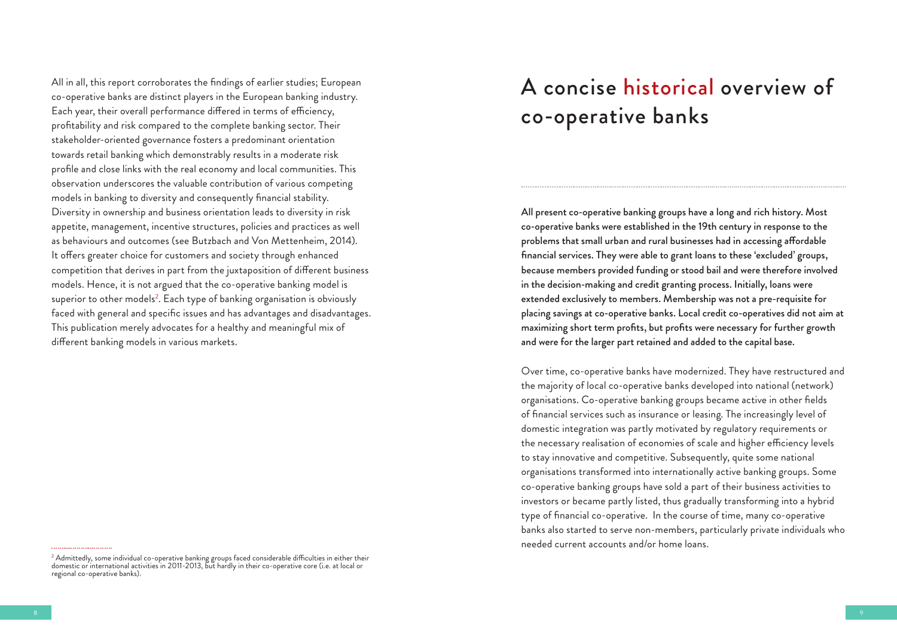All in all, this report corroborates the findings of earlier studies; European co-operative banks are distinct players in the European banking industry. Each year, their overall performance differed in terms of efficiency, profitability and risk compared to the complete banking sector. Their stakeholder-oriented governance fosters a predominant orientation towards retail banking which demonstrably results in a moderate risk profile and close links with the real economy and local communities. This observation underscores the valuable contribution of various competing models in banking to diversity and consequently financial stability. Diversity in ownership and business orientation leads to diversity in risk appetite, management, incentive structures, policies and practices as well as behaviours and outcomes (see Butzbach and Von Mettenheim, 2014). It offers greater choice for customers and society through enhanced competition that derives in part from the juxtaposition of different business models. Hence, it is not argued that the co-operative banking model is superior to other models[2]. Each type of banking organisation is obviously faced with general and specific issues and has advantages and disadvantages. This publication merely advocates for a healthy and meaningful mix of different banking models in various markets.

[2] Admittedly, some individual co-operative banking groups faced considerable difficulties in either their domestic or international activities in 2011-2013, but hardly in their co-operative core (i.e. at local or regional co-operative banks).

# A concise historical overview of co-operative banks

**All present co-operative banking groups have a long and rich history. Most co-operative banks were established in the 19th century in response to the problems that small urban and rural businesses had in accessing affordable financial services. They were able to grant loans to these 'excluded' groups, because members provided funding or stood bail and were therefore involved in the decision-making and credit granting process. Initially, loans were extended exclusively to members. Membership was not a pre-requisite for placing savings at co-operative banks. Local credit co-operatives did not aim at maximizing short term profits, but profits were necessary for further growth and were for the larger part retained and added to the capital base.**

Over time, co-operative banks have modernized. They have restructured and the majority of local co-operative banks developed into national (network) organisations. Co-operative banking groups became active in other fields of financial services such as insurance or leasing. The increasingly level of domestic integration was partly motivated by regulatory requirements or the necessary realisation of economies of scale and higher efficiency levels to stay innovative and competitive. Subsequently, quite some national organisations transformed into internationally active banking groups. Some co-operative banking groups have sold a part of their business activities to investors or became partly listed, thus gradually transforming into a hybrid type of financial co-operative. In the course of time, many co-operative banks also started to serve non-members, particularly private individuals who needed current accounts and/or home loans.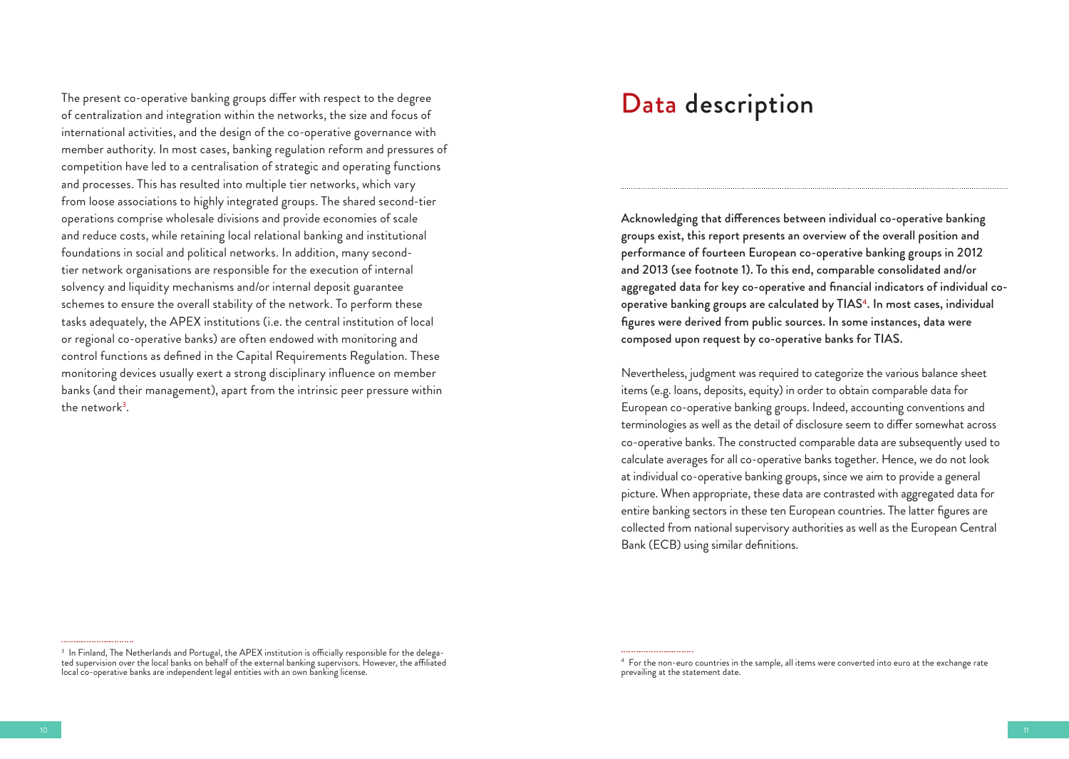The present co-operative banking groups differ with respect to the degree of centralization and integration within the networks, the size and focus of international activities, and the design of the co-operative governance with member authority. In most cases, banking regulation reform and pressures of competition have led to a centralisation of strategic and operating functions and processes. This has resulted into multiple tier networks, which vary from loose associations to highly integrated groups. The shared second-tier operations comprise wholesale divisions and provide economies of scale and reduce costs, while retaining local relational banking and institutional foundations in social and political networks. In addition, many second-tier network organisations are responsible for the execution of internal solvency and liquidity mechanisms and/or internal deposit guarantee schemes to ensure the overall stability of the network. To perform these tasks adequately, the APEX institutions (i.e. the central institution of local or regional co-operative banks) are often endowed with monitoring and control functions as defined in the Capital Requirements Regulation. These monitoring devices usually exert a strong disciplinary influence on member banks (and their management), apart from the intrinsic peer pressure within the network[3].

[3] In Finland, The Netherlands and Portugal, the APEX institution is officially responsible for the delegated supervision over the local banks on behalf of the external banking supervisors. However, the affiliated local co-operative banks are independent legal entities with an own banking license.

# Data description

**Acknowledging that differences between individual co-operative banking groups exist, this report presents an overview of the overall position and performance of fourteen European co-operative banking groups in 2012 and 2013 (see footnote 1). To this end, comparable consolidated and/or aggregated data for key co-operative and financial indicators of individual co-operative banking groups are calculated by TIAS[4]. In most cases, individual figures were derived from public sources. In some instances, data were composed upon request by co-operative banks for TIAS.**

Nevertheless, judgment was required to categorize the various balance sheet items (e.g. loans, deposits, equity) in order to obtain comparable data for European co-operative banking groups. Indeed, accounting conventions and terminologies as well as the detail of disclosure seem to differ somewhat across co-operative banks. The constructed comparable data are subsequently used to calculate averages for all co-operative banks together. Hence, we do not look at individual co-operative banking groups, since we aim to provide a general picture. When appropriate, these data are contrasted with aggregated data for entire banking sectors in these ten European countries. The latter figures are collected from national supervisory authorities as well as the European Central Bank (ECB) using similar definitions.

[4] For the non-euro countries in the sample, all items were converted into euro at the exchange rate prevailing at the statement date.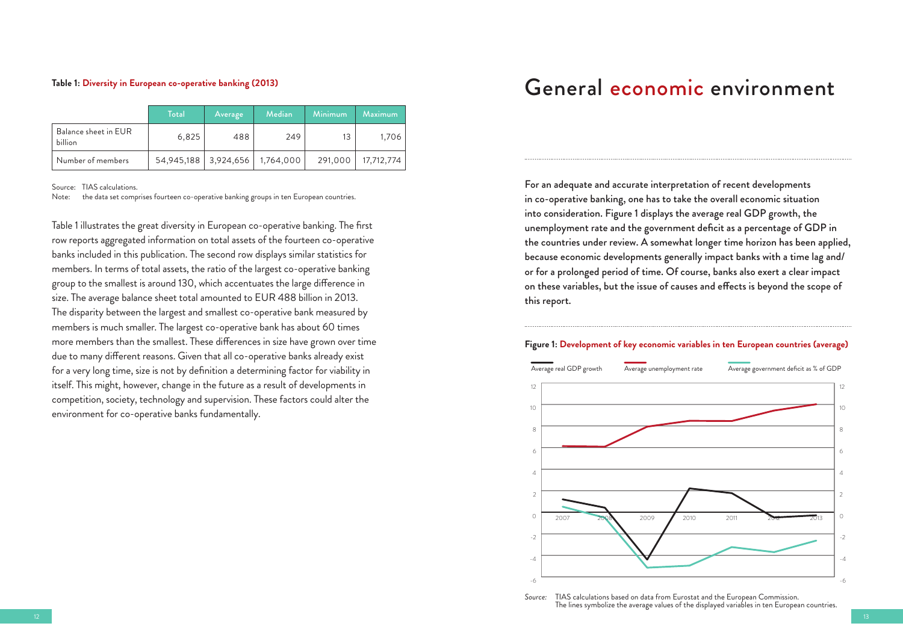**Table 1: Diversity in European co-operative banking (2013)**

|  | Total | Average | Median | Minimum | Maximum |
|---|---|---|---|---|---|
| Balance sheet in EUR billion | 6,825 | 488 | 249 | 13 | 1,706 |
| Number of members | 54,945,188 | 3,924,656 | 1,764,000 | 291,000 | 17,712,774 |

Source: TIAS calculations.
Note: the data set comprises fourteen co-operative banking groups in ten European countries.

Table 1 illustrates the great diversity in European co-operative banking. The first row reports aggregated information on total assets of the fourteen co-operative banks included in this publication. The second row displays similar statistics for members. In terms of total assets, the ratio of the largest co-operative banking group to the smallest is around 130, which accentuates the large difference in size. The average balance sheet total amounted to EUR 488 billion in 2013. The disparity between the largest and smallest co-operative bank measured by members is much smaller. The largest co-operative bank has about 60 times more members than the smallest. These differences in size have grown over time due to many different reasons. Given that all co-operative banks already exist for a very long time, size is not by definition a determining factor for viability in itself. This might, however, change in the future as a result of developments in competition, society, technology and supervision. These factors could alter the environment for co-operative banks fundamentally.

# General economic environment

**For an adequate and accurate interpretation of recent developments in co-operative banking, one has to take the overall economic situation into consideration. Figure 1 displays the average real GDP growth, the unemployment rate and the government deficit as a percentage of GDP in the countries under review. A somewhat longer time horizon has been applied, because economic developments generally impact banks with a time lag and/or for a prolonged period of time. Of course, banks also exert a clear impact on these variables, but the issue of causes and effects is beyond the scope of this report.**

**Figure 1: Development of key economic variables in ten European countries (average)**

Average real GDP growth | Average unemployment rate | Average government deficit as % of GDP

*Source:* TIAS calculations based on data from Eurostat and the European Commission.
The lines symbolize the average values of the displayed variables in ten European countries.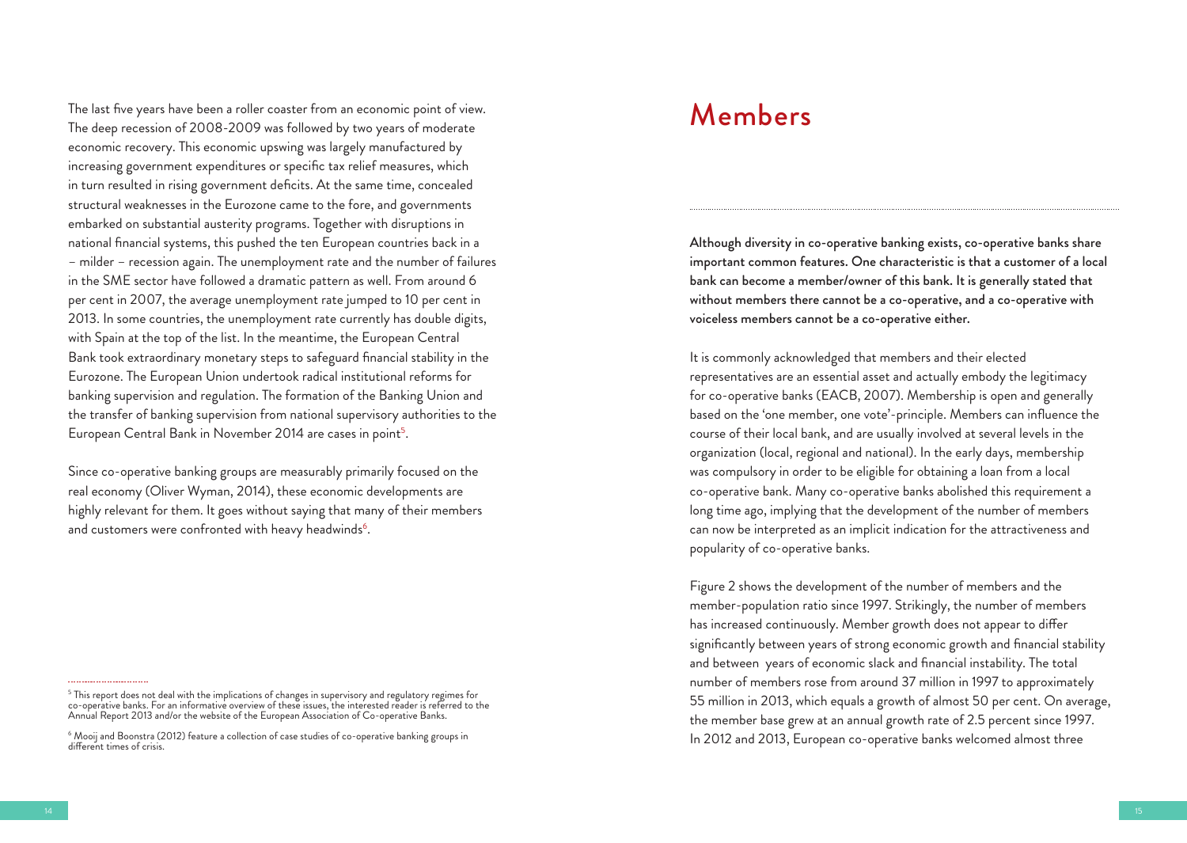The last five years have been a roller coaster from an economic point of view. The deep recession of 2008-2009 was followed by two years of moderate economic recovery. This economic upswing was largely manufactured by increasing government expenditures or specific tax relief measures, which in turn resulted in rising government deficits. At the same time, concealed structural weaknesses in the Eurozone came to the fore, and governments embarked on substantial austerity programs. Together with disruptions in national financial systems, this pushed the ten European countries back in a – milder – recession again. The unemployment rate and the number of failures in the SME sector have followed a dramatic pattern as well. From around 6 per cent in 2007, the average unemployment rate jumped to 10 per cent in 2013. In some countries, the unemployment rate currently has double digits, with Spain at the top of the list. In the meantime, the European Central Bank took extraordinary monetary steps to safeguard financial stability in the Eurozone. The European Union undertook radical institutional reforms for banking supervision and regulation. The formation of the Banking Union and the transfer of banking supervision from national supervisory authorities to the European Central Bank in November 2014 are cases in point[5].

Since co-operative banking groups are measurably primarily focused on the real economy (Oliver Wyman, 2014), these economic developments are highly relevant for them. It goes without saying that many of their members and customers were confronted with heavy headwinds[6].

[5] This report does not deal with the implications of changes in supervisory and regulatory regimes for co-operative banks. For an informative overview of these issues, the interested reader is referred to the Annual Report 2013 and/or the website of the European Association of Co-operative Banks.

[6] Mooij and Boonstra (2012) feature a collection of case studies of co-operative banking groups in different times of crisis.

# Members

**Although diversity in co-operative banking exists, co-operative banks share important common features. One characteristic is that a customer of a local bank can become a member/owner of this bank. It is generally stated that without members there cannot be a co-operative, and a co-operative with voiceless members cannot be a co-operative either.**

It is commonly acknowledged that members and their elected representatives are an essential asset and actually embody the legitimacy for co-operative banks (EACB, 2007). Membership is open and generally based on the 'one member, one vote'-principle. Members can influence the course of their local bank, and are usually involved at several levels in the organization (local, regional and national). In the early days, membership was compulsory in order to be eligible for obtaining a loan from a local co-operative bank. Many co-operative banks abolished this requirement a long time ago, implying that the development of the number of members can now be interpreted as an implicit indication for the attractiveness and popularity of co-operative banks.

Figure 2 shows the development of the number of members and the member-population ratio since 1997. Strikingly, the number of members has increased continuously. Member growth does not appear to differ significantly between years of strong economic growth and financial stability and between years of economic slack and financial instability. The total number of members rose from around 37 million in 1997 to approximately 55 million in 2013, which equals a growth of almost 50 per cent. On average, the member base grew at an annual growth rate of 2.5 percent since 1997. In 2012 and 2013, European co-operative banks welcomed almost three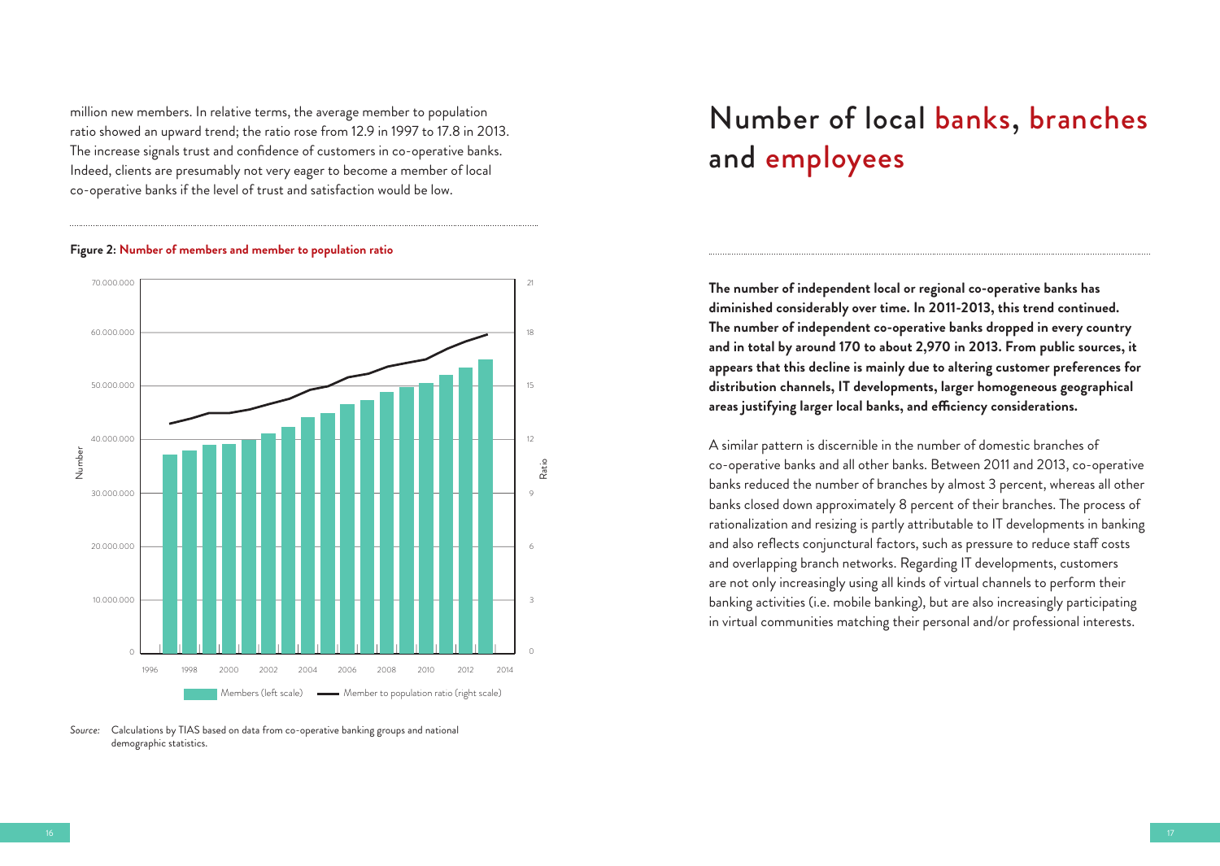million new members. In relative terms, the average member to population ratio showed an upward trend; the ratio rose from 12.9 in 1997 to 17.8 in 2013. The increase signals trust and confidence of customers in co-operative banks. Indeed, clients are presumably not very eager to become a member of local co-operative banks if the level of trust and satisfaction would be low.

**Figure 2: Number of members and member to population ratio**

*Source:* Calculations by TIAS based on data from co-operative banking groups and national demographic statistics.

# Number of local banks, branches and employees

**The number of independent local or regional co-operative banks has diminished considerably over time. In 2011-2013, this trend continued. The number of independent co-operative banks dropped in every country and in total by around 170 to about 2,970 in 2013. From public sources, it appears that this decline is mainly due to altering customer preferences for distribution channels, IT developments, larger homogeneous geographical areas justifying larger local banks, and efficiency considerations.**

A similar pattern is discernible in the number of domestic branches of co-operative banks and all other banks. Between 2011 and 2013, co-operative banks reduced the number of branches by almost 3 percent, whereas all other banks closed down approximately 8 percent of their branches. The process of rationalization and resizing is partly attributable to IT developments in banking and also reflects conjunctural factors, such as pressure to reduce staff costs and overlapping branch networks. Regarding IT developments, customers are not only increasingly using all kinds of virtual channels to perform their banking activities (i.e. mobile banking), but are also increasingly participating in virtual communities matching their personal and/or professional interests.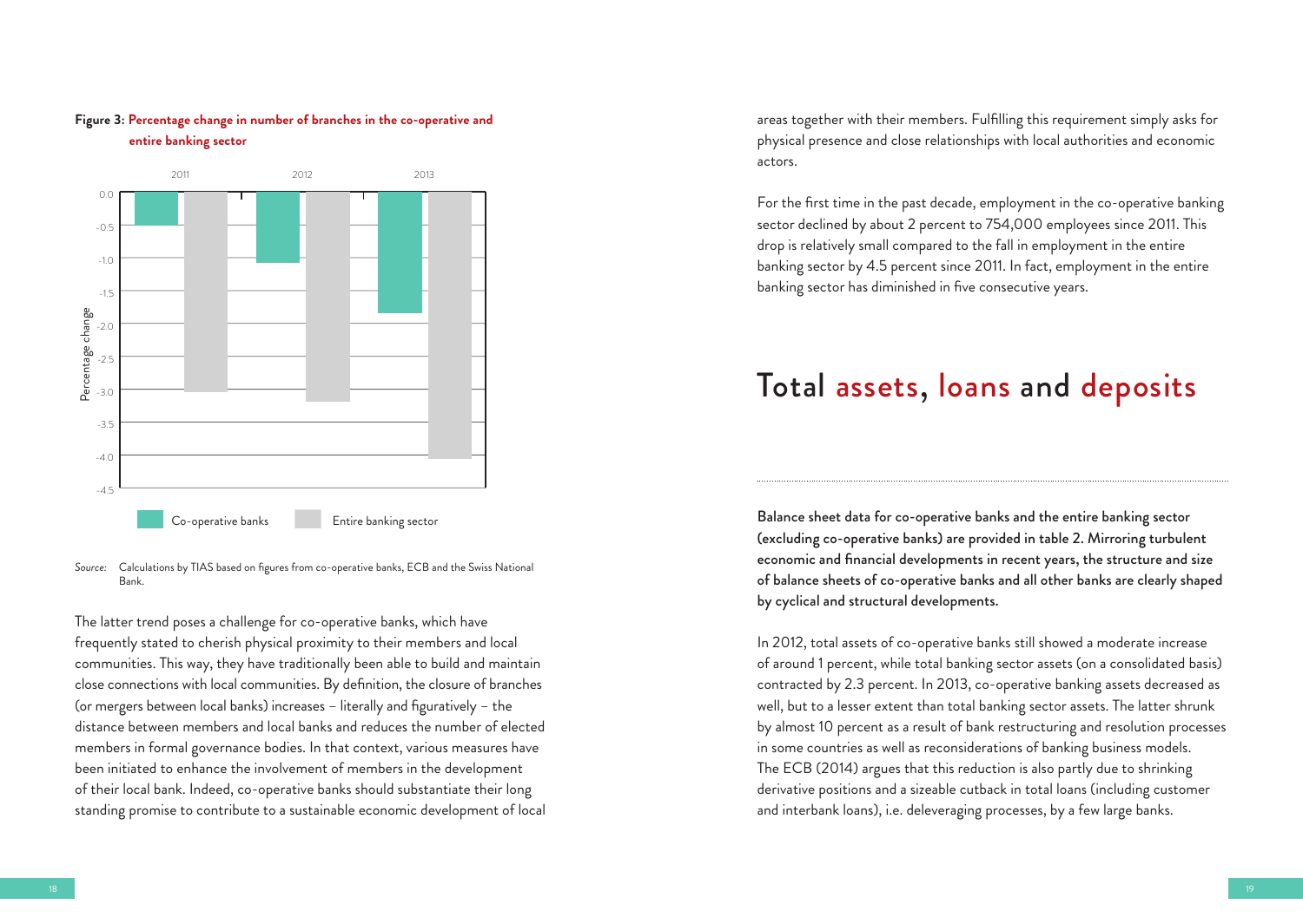**Figure 3**: **Percentage change in number of branches in the co-operative and entire banking sector**

*Source:* Calculations by TIAS based on figures from co-operative banks, ECB and the Swiss National Bank.

The latter trend poses a challenge for co-operative banks, which have frequently stated to cherish physical proximity to their members and local communities. This way, they have traditionally been able to build and maintain close connections with local communities. By definition, the closure of branches (or mergers between local banks) increases – literally and figuratively – the distance between members and local banks and reduces the number of elected members in formal governance bodies. In that context, various measures have been initiated to enhance the involvement of members in the development of their local bank. Indeed, co-operative banks should substantiate their long standing promise to contribute to a sustainable economic development of local areas together with their members. Fulfilling this requirement simply asks for physical presence and close relationships with local authorities and economic actors.

For the first time in the past decade, employment in the co-operative banking sector declined by about 2 percent to 754,000 employees since 2011. This drop is relatively small compared to the fall in employment in the entire banking sector by 4.5 percent since 2011. In fact, employment in the entire banking sector has diminished in five consecutive years.

# Total assets, loans and deposits

**Balance sheet data for co-operative banks and the entire banking sector (excluding co-operative banks) are provided in table 2. Mirroring turbulent economic and financial developments in recent years, the structure and size of balance sheets of co-operative banks and all other banks are clearly shaped by cyclical and structural developments.**

In 2012, total assets of co-operative banks still showed a moderate increase of around 1 percent, while total banking sector assets (on a consolidated basis) contracted by 2.3 percent. In 2013, co-operative banking assets decreased as well, but to a lesser extent than total banking sector assets. The latter shrunk by almost 10 percent as a result of bank restructuring and resolution processes in some countries as well as reconsiderations of banking business models. The ECB (2014) argues that this reduction is also partly due to shrinking derivative positions and a sizeable cutback in total loans (including customer and interbank loans), i.e. deleveraging processes, by a few large banks.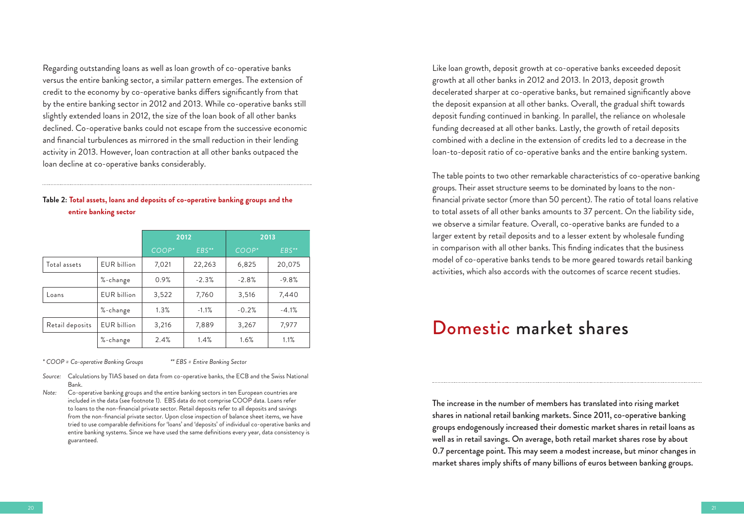Regarding outstanding loans as well as loan growth of co-operative banks versus the entire banking sector, a similar pattern emerges. The extension of credit to the economy by co-operative banks differs significantly from that by the entire banking sector in 2012 and 2013. While co-operative banks still slightly extended loans in 2012, the size of the loan book of all other banks declined. Co-operative banks could not escape from the successive economic and financial turbulences as mirrored in the small reduction in their lending activity in 2013. However, loan contraction at all other banks outpaced the loan decline at co-operative banks considerably.

**Table 2: Total assets, loans and deposits of co-operative banking groups and the entire banking sector**

| | | 2012 | | 2013 | |
|---|---|---|---|---|---|
| | | *COOP** | *EBS*** | *COOP** | *EBS*** |
| Total assets | EUR billion | 7,021 | 22,263 | 6,825 | 20,075 |
| | %-change | 0.9% | -2.3% | -2.8% | -9.8% |
| Loans | EUR billion | 3,522 | 7,760 | 3,516 | 7,440 |
| | %-change | 1.3% | -1.1% | -0.2% | -4.1% |
| Retail deposits | EUR billion | 3,216 | 7,889 | 3,267 | 7,977 |
| | %-change | 2.4% | 1.4% | 1.6% | 1.1% |

*\* COOP = Co-operative Banking Groups* *\*\* EBS = Entire Banking Sector*

*Source:* Calculations by TIAS based on data from co-operative banks, the ECB and the Swiss National Bank.

*Note:* Co-operative banking groups and the entire banking sectors in ten European countries are included in the data (see footnote 1). EBS data do not comprise COOP data. Loans refer to loans to the non-financial private sector. Retail deposits refer to all deposits and savings from the non-financial private sector. Upon close inspection of balance sheet items, we have tried to use comparable definitions for 'loans' and 'deposits' of individual co-operative banks and entire banking systems. Since we have used the same definitions every year, data consistency is guaranteed.

Like loan growth, deposit growth at co-operative banks exceeded deposit growth at all other banks in 2012 and 2013. In 2013, deposit growth decelerated sharper at co-operative banks, but remained significantly above the deposit expansion at all other banks. Overall, the gradual shift towards deposit funding continued in banking. In parallel, the reliance on wholesale funding decreased at all other banks. Lastly, the growth of retail deposits combined with a decline in the extension of credits led to a decrease in the loan-to-deposit ratio of co-operative banks and the entire banking system.

The table points to two other remarkable characteristics of co-operative banking groups. Their asset structure seems to be dominated by loans to the non-financial private sector (more than 50 percent). The ratio of total loans relative to total assets of all other banks amounts to 37 percent. On the liability side, we observe a similar feature. Overall, co-operative banks are funded to a larger extent by retail deposits and to a lesser extent by wholesale funding in comparison with all other banks. This finding indicates that the business model of co-operative banks tends to be more geared towards retail banking activities, which also accords with the outcomes of scarce recent studies.

# Domestic market shares

**The increase in the number of members has translated into rising market shares in national retail banking markets. Since 2011, co-operative banking groups endogenously increased their domestic market shares in retail loans as well as in retail savings. On average, both retail market shares rose by about 0.7 percentage point. This may seem a modest increase, but minor changes in market shares imply shifts of many billions of euros between banking groups.**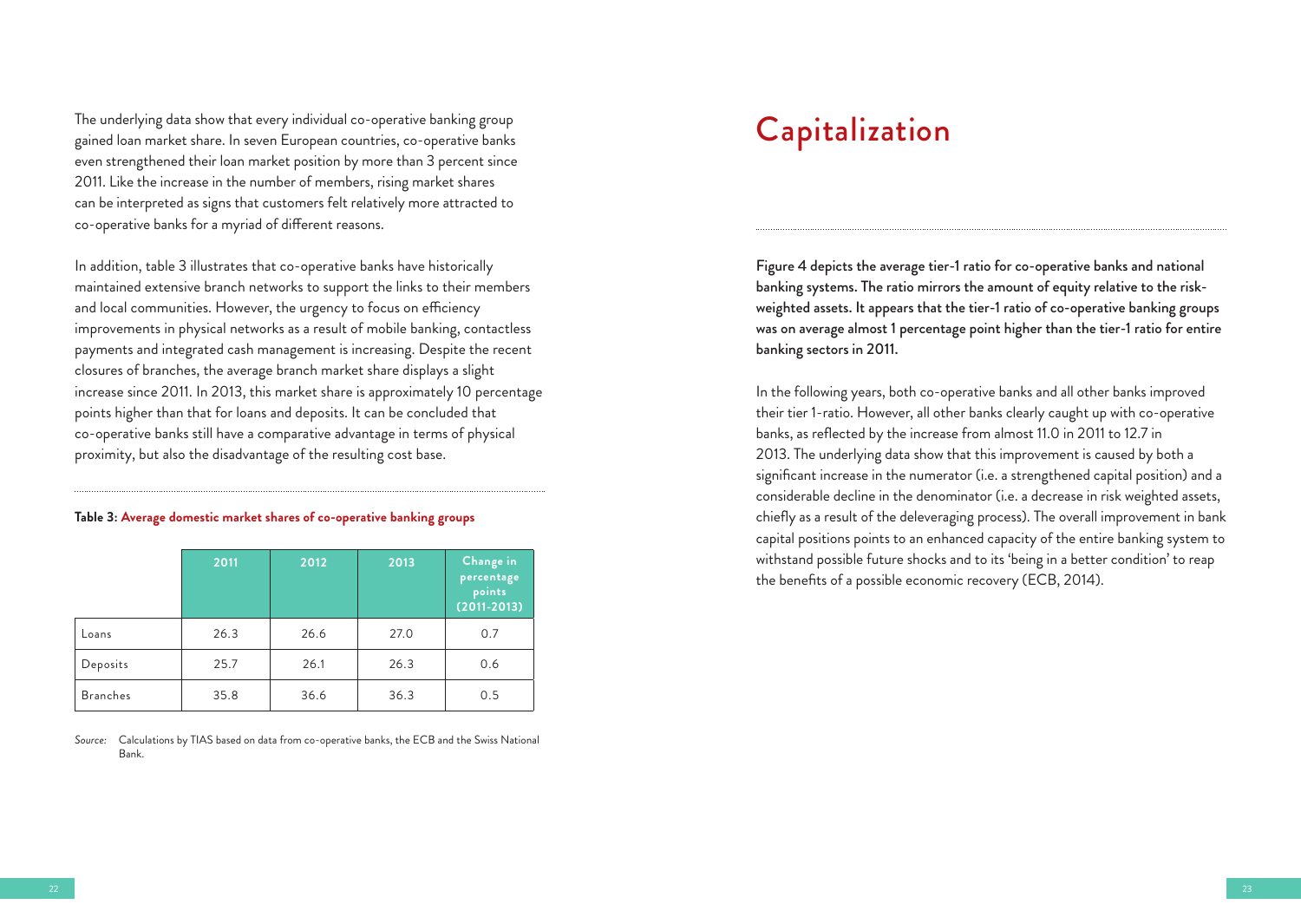The underlying data show that every individual co-operative banking group gained loan market share. In seven European countries, co-operative banks even strengthened their loan market position by more than 3 percent since 2011. Like the increase in the number of members, rising market shares can be interpreted as signs that customers felt relatively more attracted to co-operative banks for a myriad of different reasons.

In addition, table 3 illustrates that co-operative banks have historically maintained extensive branch networks to support the links to their members and local communities. However, the urgency to focus on efficiency improvements in physical networks as a result of mobile banking, contactless payments and integrated cash management is increasing. Despite the recent closures of branches, the average branch market share displays a slight increase since 2011. In 2013, this market share is approximately 10 percentage points higher than that for loans and deposits. It can be concluded that co-operative banks still have a comparative advantage in terms of physical proximity, but also the disadvantage of the resulting cost base.

**Table 3: Average domestic market shares of co-operative banking groups**

| | 2011 | 2012 | 2013 | Change in percentage points (2011-2013) |
|---|---|---|---|---|
| Loans | 26.3 | 26.6 | 27.0 | 0.7 |
| Deposits | 25.7 | 26.1 | 26.3 | 0.6 |
| Branches | 35.8 | 36.6 | 36.3 | 0.5 |

*Source:* Calculations by TIAS based on data from co-operative banks, the ECB and the Swiss National Bank.

# Capitalization

**Figure 4 depicts the average tier-1 ratio for co-operative banks and national banking systems. The ratio mirrors the amount of equity relative to the risk-weighted assets. It appears that the tier-1 ratio of co-operative banking groups was on average almost 1 percentage point higher than the tier-1 ratio for entire banking sectors in 2011.**

In the following years, both co-operative banks and all other banks improved their tier 1-ratio. However, all other banks clearly caught up with co-operative banks, as reflected by the increase from almost 11.0 in 2011 to 12.7 in 2013. The underlying data show that this improvement is caused by both a significant increase in the numerator (i.e. a strengthened capital position) and a considerable decline in the denominator (i.e. a decrease in risk weighted assets, chiefly as a result of the deleveraging process). The overall improvement in bank capital positions points to an enhanced capacity of the entire banking system to withstand possible future shocks and to its 'being in a better condition' to reap the benefits of a possible economic recovery (ECB, 2014).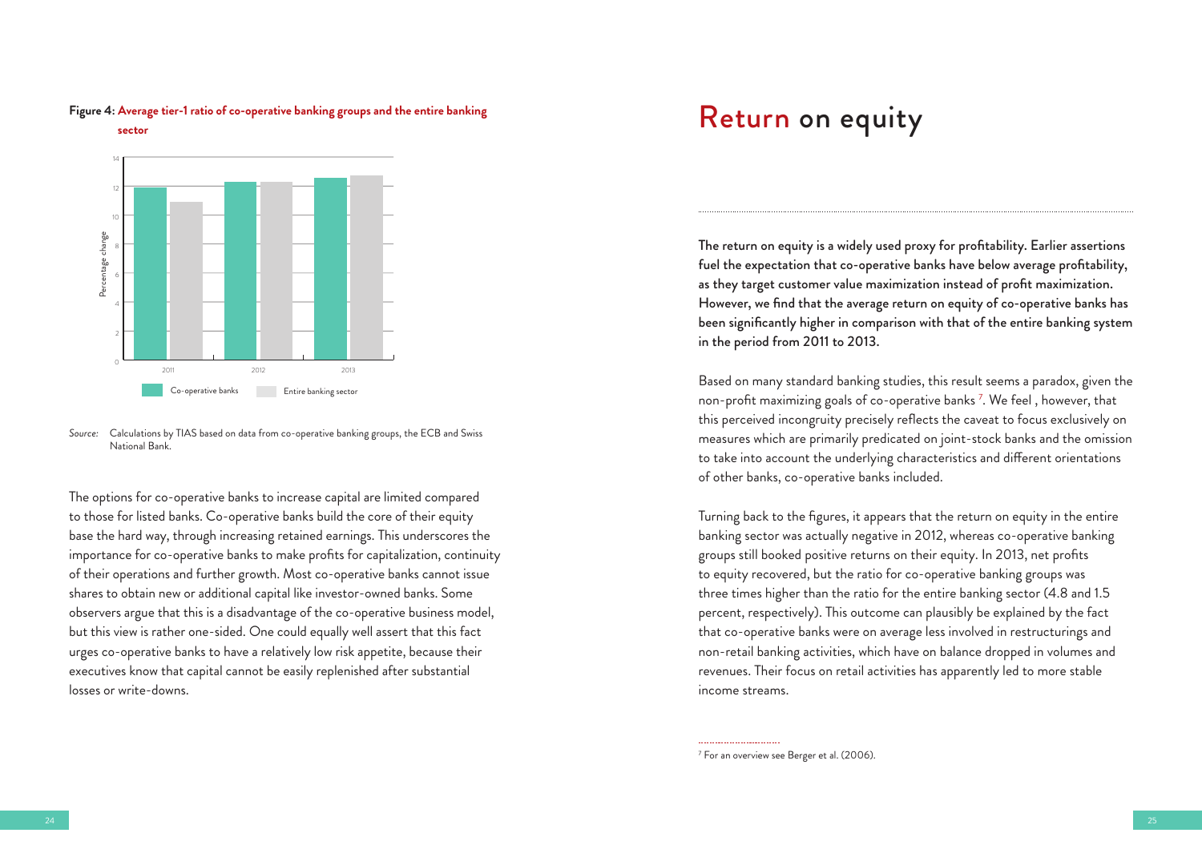**Figure 4**: **Average tier-1 ratio of co-operative banking groups and the entire banking sector**

*Source:* Calculations by TIAS based on data from co-operative banking groups, the ECB and Swiss National Bank.

The options for co-operative banks to increase capital are limited compared to those for listed banks. Co-operative banks build the core of their equity base the hard way, through increasing retained earnings. This underscores the importance for co-operative banks to make profits for capitalization, continuity of their operations and further growth. Most co-operative banks cannot issue shares to obtain new or additional capital like investor-owned banks. Some observers argue that this is a disadvantage of the co-operative business model, but this view is rather one-sided. One could equally well assert that this fact urges co-operative banks to have a relatively low risk appetite, because their executives know that capital cannot be easily replenished after substantial losses or write-downs.

# Return on equity

**The return on equity is a widely used proxy for profitability. Earlier assertions fuel the expectation that co-operative banks have below average profitability, as they target customer value maximization instead of profit maximization. However, we find that the average return on equity of co-operative banks has been significantly higher in comparison with that of the entire banking system in the period from 2011 to 2013.**

Based on many standard banking studies, this result seems a paradox, given the non-profit maximizing goals of co-operative banks [7]. We feel , however, that this perceived incongruity precisely reflects the caveat to focus exclusively on measures which are primarily predicated on joint-stock banks and the omission to take into account the underlying characteristics and different orientations of other banks, co-operative banks included.

Turning back to the figures, it appears that the return on equity in the entire banking sector was actually negative in 2012, whereas co-operative banking groups still booked positive returns on their equity. In 2013, net profits to equity recovered, but the ratio for co-operative banking groups was three times higher than the ratio for the entire banking sector (4.8 and 1.5 percent, respectively). This outcome can plausibly be explained by the fact that co-operative banks were on average less involved in restructurings and non-retail banking activities, which have on balance dropped in volumes and revenues. Their focus on retail activities has apparently led to more stable income streams.

[7] For an overview see Berger et al. (2006).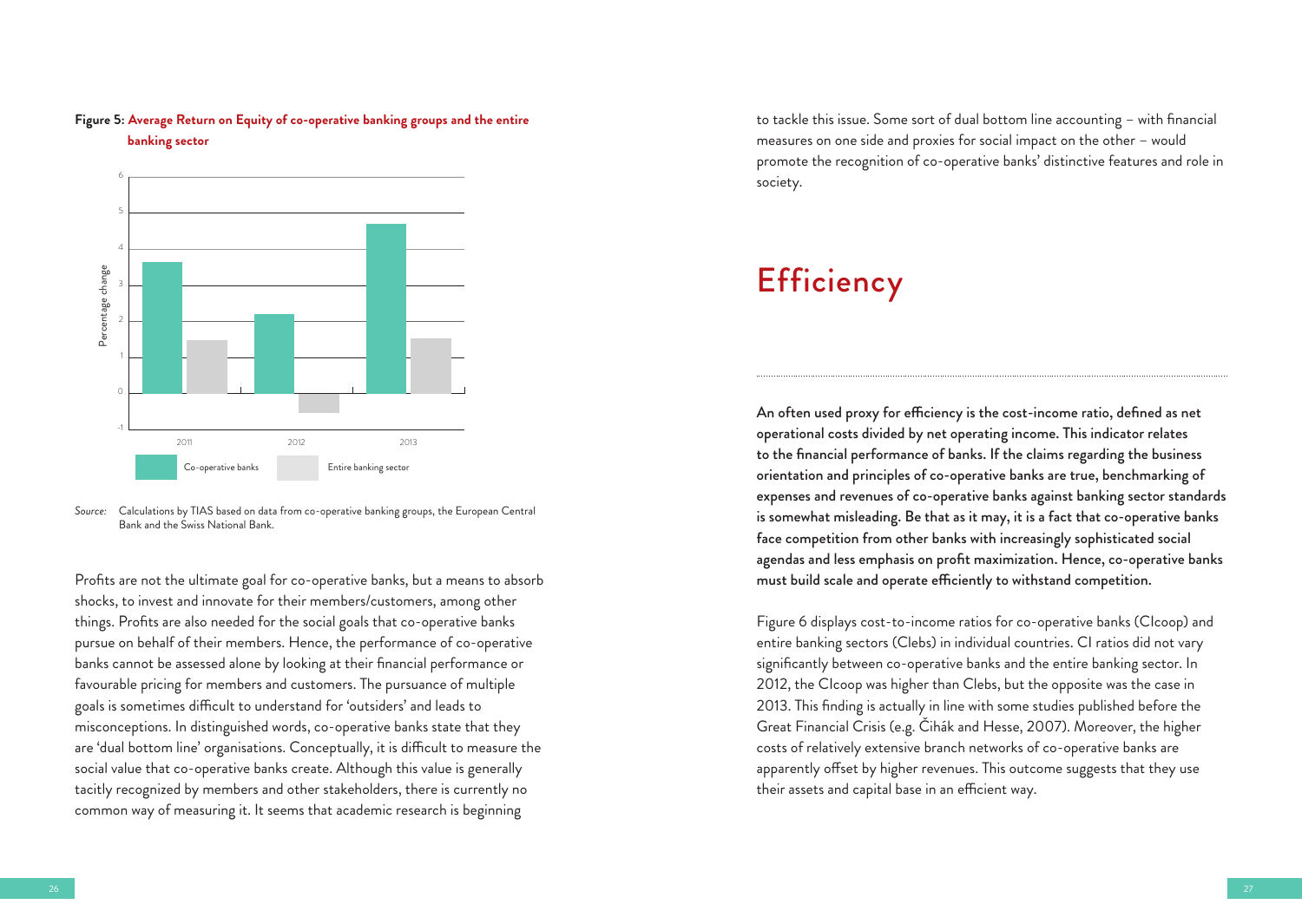**Figure 5**: **Average Return on Equity of co-operative banking groups and the entire banking sector**

*Source:* Calculations by TIAS based on data from co-operative banking groups, the European Central Bank and the Swiss National Bank.

Profits are not the ultimate goal for co-operative banks, but a means to absorb shocks, to invest and innovate for their members/customers, among other things. Profits are also needed for the social goals that co-operative banks pursue on behalf of their members. Hence, the performance of co-operative banks cannot be assessed alone by looking at their financial performance or favourable pricing for members and customers. The pursuance of multiple goals is sometimes difficult to understand for 'outsiders' and leads to misconceptions. In distinguished words, co-operative banks state that they are 'dual bottom line' organisations. Conceptually, it is difficult to measure the social value that co-operative banks create. Although this value is generally tacitly recognized by members and other stakeholders, there is currently no common way of measuring it. It seems that academic research is beginning to tackle this issue. Some sort of dual bottom line accounting – with financial measures on one side and proxies for social impact on the other – would promote the recognition of co-operative banks' distinctive features and role in society.

# Efficiency

**An often used proxy for efficiency is the cost-income ratio, defined as net operational costs divided by net operating income. This indicator relates to the financial performance of banks. If the claims regarding the business orientation and principles of co-operative banks are true, benchmarking of expenses and revenues of co-operative banks against banking sector standards is somewhat misleading. Be that as it may, it is a fact that co-operative banks face competition from other banks with increasingly sophisticated social agendas and less emphasis on profit maximization. Hence, co-operative banks must build scale and operate efficiently to withstand competition.**

Figure 6 displays cost-to-income ratios for co-operative banks (CIcoop) and entire banking sectors (CIebs) in individual countries. CI ratios did not vary significantly between co-operative banks and the entire banking sector. In 2012, the CIcoop was higher than CIebs, but the opposite was the case in 2013. This finding is actually in line with some studies published before the Great Financial Crisis (e.g. Čihák and Hesse, 2007). Moreover, the higher costs of relatively extensive branch networks of co-operative banks are apparently offset by higher revenues. This outcome suggests that they use their assets and capital base in an efficient way.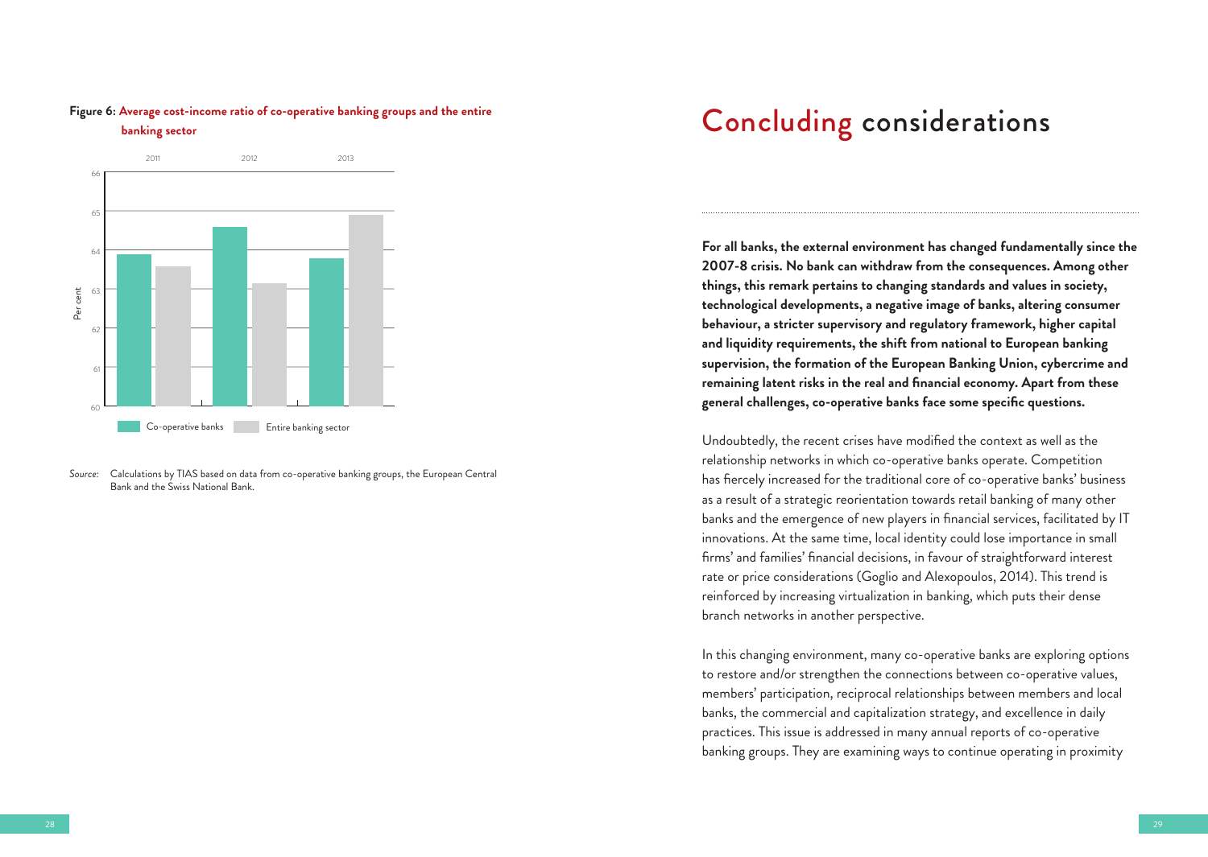**Figure 6: Average cost-income ratio of co-operative banking groups and the entire banking sector**

*Source:* Calculations by TIAS based on data from co-operative banking groups, the European Central Bank and the Swiss National Bank.

# Concluding considerations

**For all banks, the external environment has changed fundamentally since the 2007-8 crisis. No bank can withdraw from the consequences. Among other things, this remark pertains to changing standards and values in society, technological developments, a negative image of banks, altering consumer behaviour, a stricter supervisory and regulatory framework, higher capital and liquidity requirements, the shift from national to European banking supervision, the formation of the European Banking Union, cybercrime and remaining latent risks in the real and financial economy. Apart from these general challenges, co-operative banks face some specific questions.**

Undoubtedly, the recent crises have modified the context as well as the relationship networks in which co-operative banks operate. Competition has fiercely increased for the traditional core of co-operative banks' business as a result of a strategic reorientation towards retail banking of many other banks and the emergence of new players in financial services, facilitated by IT innovations. At the same time, local identity could lose importance in small firms' and families' financial decisions, in favour of straightforward interest rate or price considerations (Goglio and Alexopoulos, 2014). This trend is reinforced by increasing virtualization in banking, which puts their dense branch networks in another perspective.

In this changing environment, many co-operative banks are exploring options to restore and/or strengthen the connections between co-operative values, members' participation, reciprocal relationships between members and local banks, the commercial and capitalization strategy, and excellence in daily practices. This issue is addressed in many annual reports of co-operative banking groups. They are examining ways to continue operating in proximity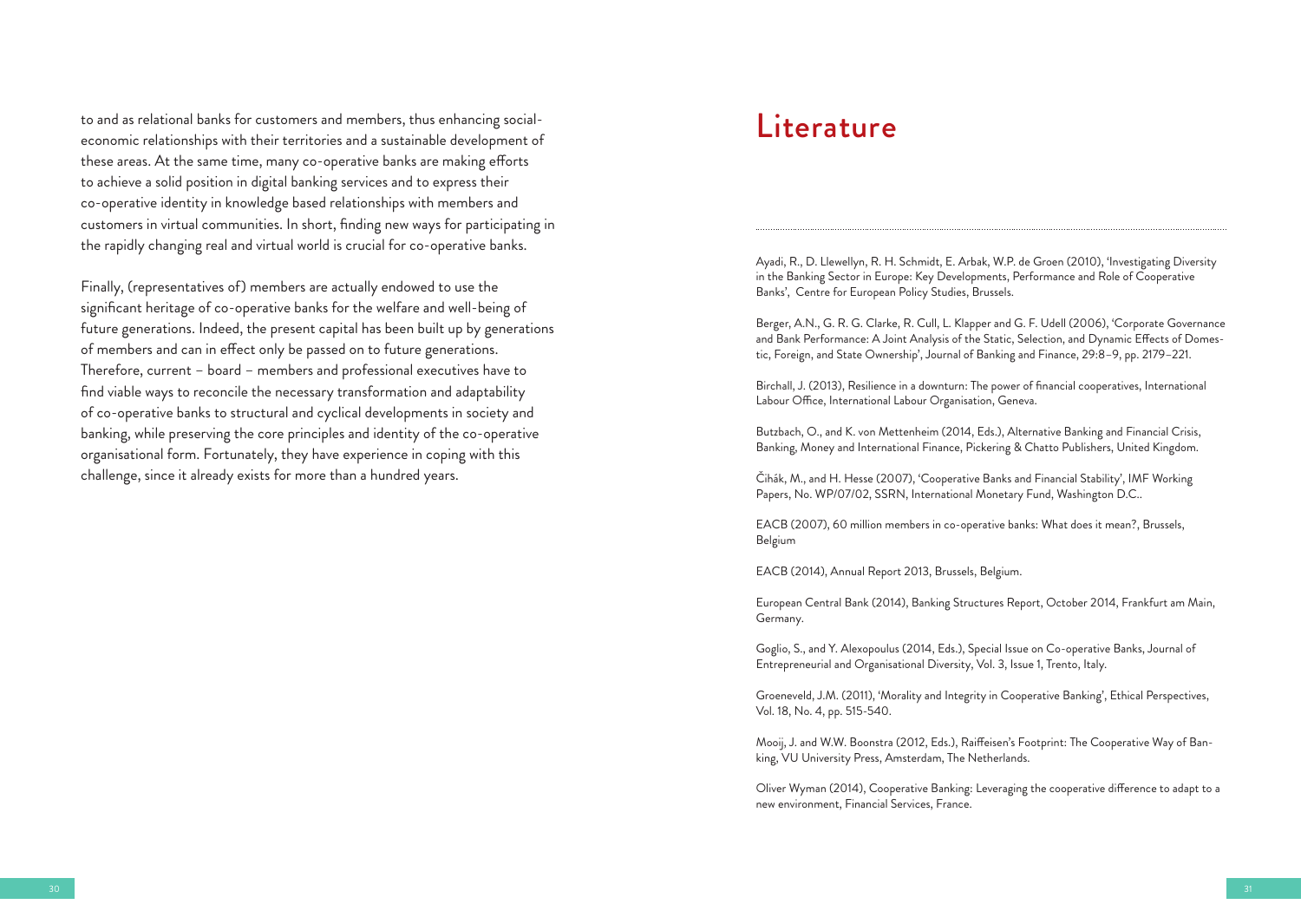to and as relational banks for customers and members, thus enhancing social-economic relationships with their territories and a sustainable development of these areas. At the same time, many co-operative banks are making efforts to achieve a solid position in digital banking services and to express their co-operative identity in knowledge based relationships with members and customers in virtual communities. In short, finding new ways for participating in the rapidly changing real and virtual world is crucial for co-operative banks.

Finally, (representatives of) members are actually endowed to use the significant heritage of co-operative banks for the welfare and well-being of future generations. Indeed, the present capital has been built up by generations of members and can in effect only be passed on to future generations. Therefore, current – board – members and professional executives have to find viable ways to reconcile the necessary transformation and adaptability of co-operative banks to structural and cyclical developments in society and banking, while preserving the core principles and identity of the co-operative organisational form. Fortunately, they have experience in coping with this challenge, since it already exists for more than a hundred years.

# Literature

Ayadi, R., D. Llewellyn, R. H. Schmidt, E. Arbak, W.P. de Groen (2010), 'Investigating Diversity in the Banking Sector in Europe: Key Developments, Performance and Role of Cooperative Banks', Centre for European Policy Studies, Brussels.

Berger, A.N., G. R. G. Clarke, R. Cull, L. Klapper and G. F. Udell (2006), 'Corporate Governance and Bank Performance: A Joint Analysis of the Static, Selection, and Dynamic Effects of Domestic, Foreign, and State Ownership', Journal of Banking and Finance, 29:8–9, pp. 2179–221.

Birchall, J. (2013), Resilience in a downturn: The power of financial cooperatives, International Labour Office, International Labour Organisation, Geneva.

Butzbach, O., and K. von Mettenheim (2014, Eds.), Alternative Banking and Financial Crisis, Banking, Money and International Finance, Pickering & Chatto Publishers, United Kingdom.

Čihák, M., and H. Hesse (2007), 'Cooperative Banks and Financial Stability', IMF Working Papers, No. WP/07/02, SSRN, International Monetary Fund, Washington D.C..

EACB (2007), 60 million members in co-operative banks: What does it mean?, Brussels, Belgium

EACB (2014), Annual Report 2013, Brussels, Belgium.

European Central Bank (2014), Banking Structures Report, October 2014, Frankfurt am Main, Germany.

Goglio, S., and Y. Alexopoulus (2014, Eds.), Special Issue on Co-operative Banks, Journal of Entrepreneurial and Organisational Diversity, Vol. 3, Issue 1, Trento, Italy.

Groeneveld, J.M. (2011), 'Morality and Integrity in Cooperative Banking', Ethical Perspectives, Vol. 18, No. 4, pp. 515-540.

Mooij, J. and W.W. Boonstra (2012, Eds.), Raiffeisen's Footprint: The Cooperative Way of Banking, VU University Press, Amsterdam, The Netherlands.

Oliver Wyman (2014), Cooperative Banking: Leveraging the cooperative difference to adapt to a new environment, Financial Services, France.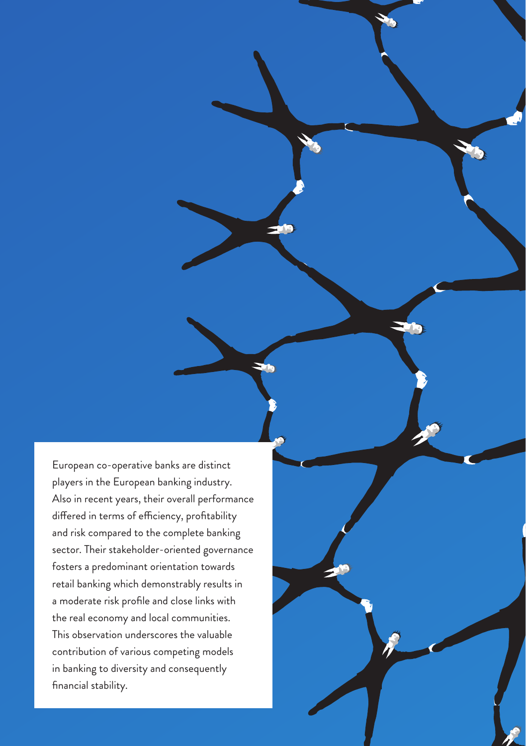European co-operative banks are distinct players in the European banking industry. Also in recent years, their overall performance differed in terms of efficiency, profitability and risk compared to the complete banking sector. Their stakeholder-oriented governance fosters a predominant orientation towards retail banking which demonstrably results in a moderate risk profile and close links with the real economy and local communities. This observation underscores the valuable contribution of various competing models in banking to diversity and consequently financial stability.